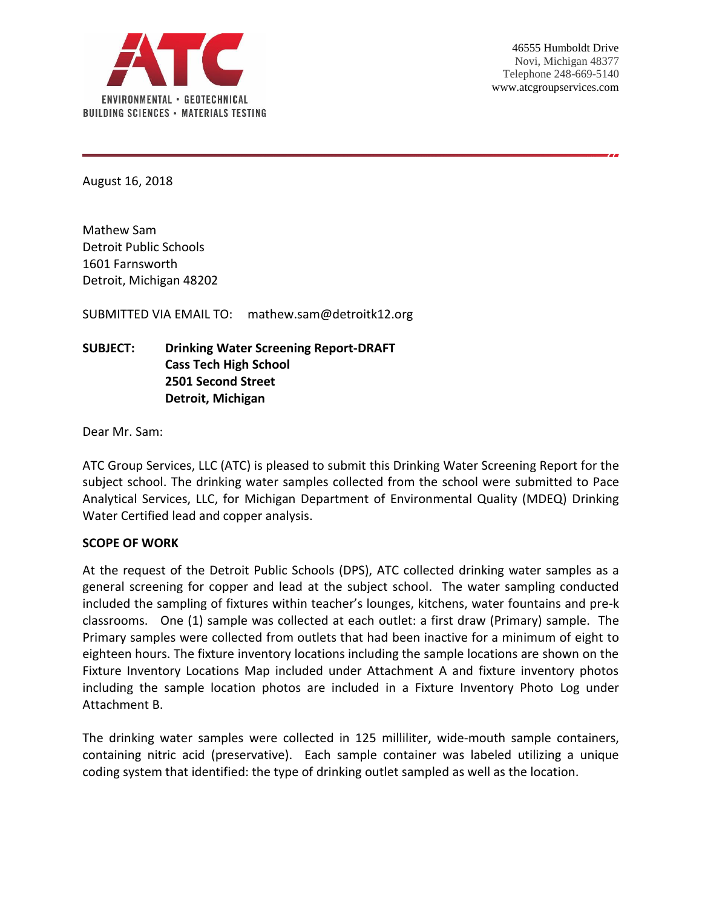ATC

ENVIRONMENTAL • GEOTECHNICAL
BUILDING SCIENCES • MATERIALS TESTING

46555 Humboldt Drive
Novi, Michigan 48377
Telephone 248-669-5140
www.atcgroupservices.com

August 16, 2018

Mathew Sam
Detroit Public Schools
1601 Farnsworth
Detroit, Michigan 48202

SUBMITTED VIA EMAIL TO: mathew.sam@detroitk12.org

**SUBJECT: Drinking Water Screening Report-DRAFT**
**Cass Tech High School**
**2501 Second Street**
**Detroit, Michigan**

Dear Mr. Sam:

ATC Group Services, LLC (ATC) is pleased to submit this Drinking Water Screening Report for the subject school. The drinking water samples collected from the school were submitted to Pace Analytical Services, LLC, for Michigan Department of Environmental Quality (MDEQ) Drinking Water Certified lead and copper analysis.

**SCOPE OF WORK**

At the request of the Detroit Public Schools (DPS), ATC collected drinking water samples as a general screening for copper and lead at the subject school. The water sampling conducted included the sampling of fixtures within teacher's lounges, kitchens, water fountains and pre-k classrooms. One (1) sample was collected at each outlet: a first draw (Primary) sample. The Primary samples were collected from outlets that had been inactive for a minimum of eight to eighteen hours. The fixture inventory locations including the sample locations are shown on the Fixture Inventory Locations Map included under Attachment A and fixture inventory photos including the sample location photos are included in a Fixture Inventory Photo Log under Attachment B.

The drinking water samples were collected in 125 milliliter, wide-mouth sample containers, containing nitric acid (preservative). Each sample container was labeled utilizing a unique coding system that identified: the type of drinking outlet sampled as well as the location.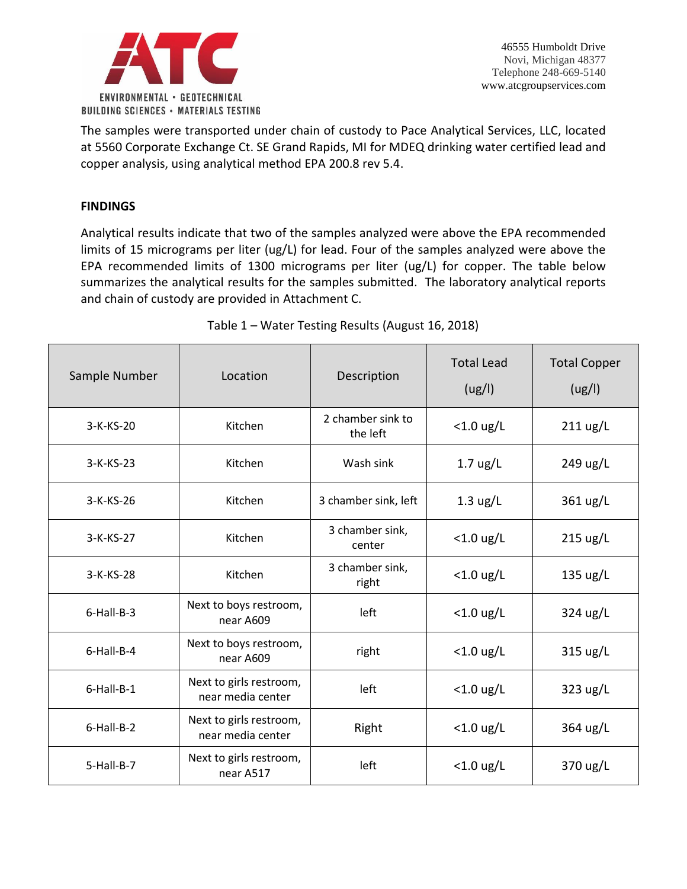The samples were transported under chain of custody to Pace Analytical Services, LLC, located at 5560 Corporate Exchange Ct. SE Grand Rapids, MI for MDEQ drinking water certified lead and copper analysis, using analytical method EPA 200.8 rev 5.4.

**FINDINGS**

Analytical results indicate that two of the samples analyzed were above the EPA recommended limits of 15 micrograms per liter (ug/L) for lead. Four of the samples analyzed were above the EPA recommended limits of 1300 micrograms per liter (ug/L) for copper. The table below summarizes the analytical results for the samples submitted. The laboratory analytical reports and chain of custody are provided in Attachment C.

Table 1 – Water Testing Results (August 16, 2018)

| Sample Number | Location | Description | Total Lead (ug/l) | Total Copper (ug/l) |
|---|---|---|---|---|
| 3-K-KS-20 | Kitchen | 2 chamber sink to the left | <1.0 ug/L | 211 ug/L |
| 3-K-KS-23 | Kitchen | Wash sink | 1.7 ug/L | 249 ug/L |
| 3-K-KS-26 | Kitchen | 3 chamber sink, left | 1.3 ug/L | 361 ug/L |
| 3-K-KS-27 | Kitchen | 3 chamber sink, center | <1.0 ug/L | 215 ug/L |
| 3-K-KS-28 | Kitchen | 3 chamber sink, right | <1.0 ug/L | 135 ug/L |
| 6-Hall-B-3 | Next to boys restroom, near A609 | left | <1.0 ug/L | 324 ug/L |
| 6-Hall-B-4 | Next to boys restroom, near A609 | right | <1.0 ug/L | 315 ug/L |
| 6-Hall-B-1 | Next to girls restroom, near media center | left | <1.0 ug/L | 323 ug/L |
| 6-Hall-B-2 | Next to girls restroom, near media center | Right | <1.0 ug/L | 364 ug/L |
| 5-Hall-B-7 | Next to girls restroom, near A517 | left | <1.0 ug/L | 370 ug/L |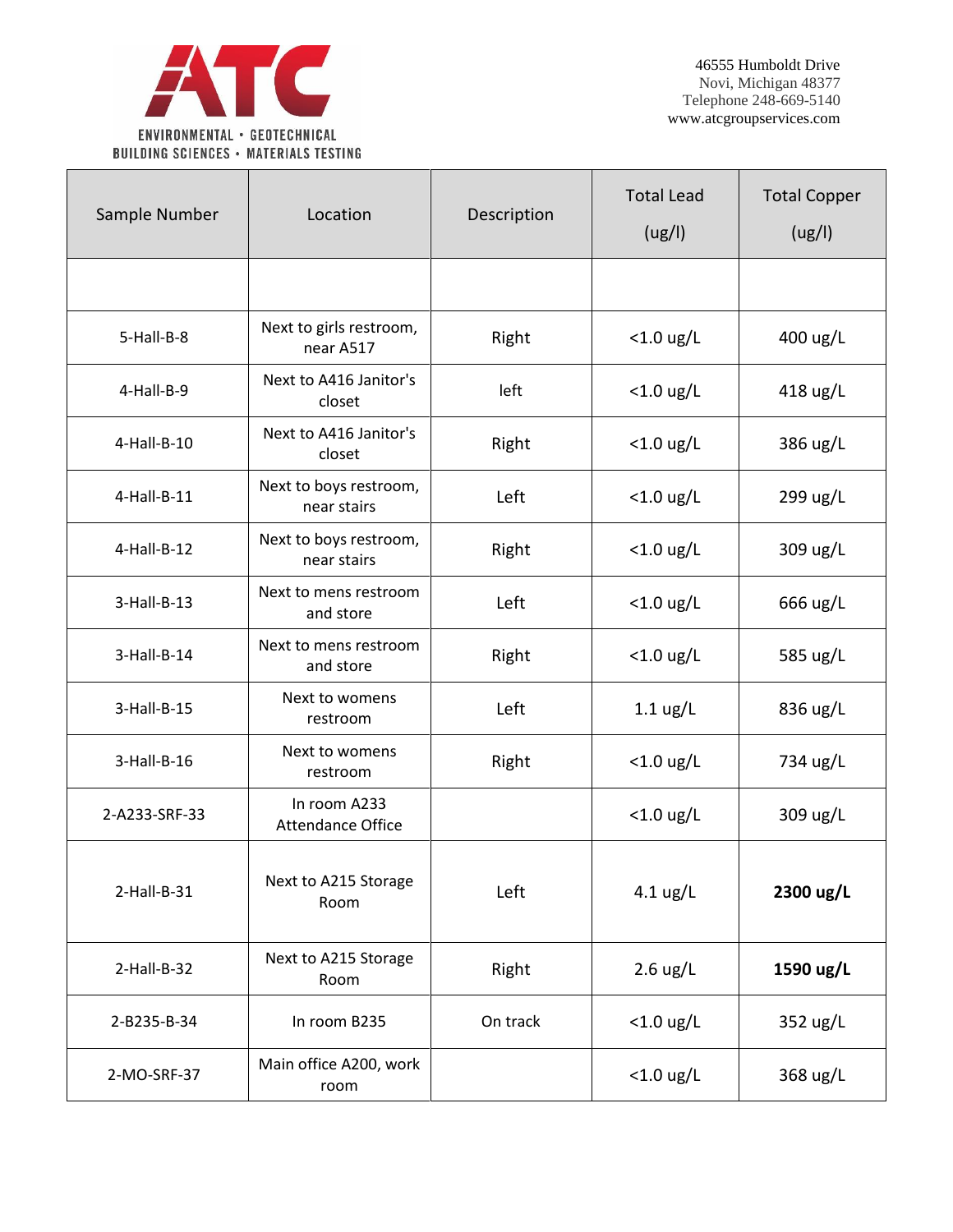ENVIRONMENTAL • GEOTECHNICAL
BUILDING SCIENCES • MATERIALS TESTING

46555 Humboldt Drive
Novi, Michigan 48377
Telephone 248-669-5140
www.atcgroupservices.com

| Sample Number | Location | Description | Total Lead (ug/l) | Total Copper (ug/l) |
|---|---|---|---|---|
| | | | | |
| 5-Hall-B-8 | Next to girls restroom, near A517 | Right | <1.0 ug/L | 400 ug/L |
| 4-Hall-B-9 | Next to A416 Janitor's closet | left | <1.0 ug/L | 418 ug/L |
| 4-Hall-B-10 | Next to A416 Janitor's closet | Right | <1.0 ug/L | 386 ug/L |
| 4-Hall-B-11 | Next to boys restroom, near stairs | Left | <1.0 ug/L | 299 ug/L |
| 4-Hall-B-12 | Next to boys restroom, near stairs | Right | <1.0 ug/L | 309 ug/L |
| 3-Hall-B-13 | Next to mens restroom and store | Left | <1.0 ug/L | 666 ug/L |
| 3-Hall-B-14 | Next to mens restroom and store | Right | <1.0 ug/L | 585 ug/L |
| 3-Hall-B-15 | Next to womens restroom | Left | 1.1 ug/L | 836 ug/L |
| 3-Hall-B-16 | Next to womens restroom | Right | <1.0 ug/L | 734 ug/L |
| 2-A233-SRF-33 | In room A233 Attendance Office | | <1.0 ug/L | 309 ug/L |
| 2-Hall-B-31 | Next to A215 Storage Room | Left | 4.1 ug/L | **2300 ug/L** |
| 2-Hall-B-32 | Next to A215 Storage Room | Right | 2.6 ug/L | **1590 ug/L** |
| 2-B235-B-34 | In room B235 | On track | <1.0 ug/L | 352 ug/L |
| 2-MO-SRF-37 | Main office A200, work room | | <1.0 ug/L | 368 ug/L |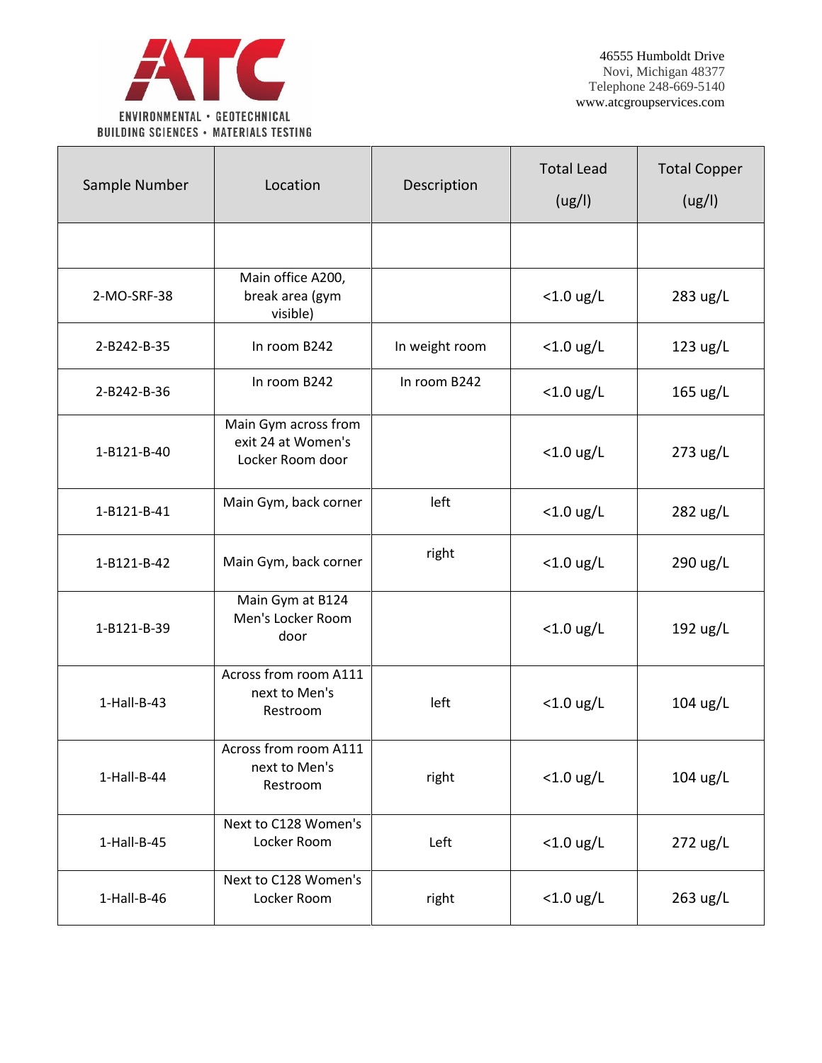ENVIRONMENTAL • GEOTECHNICAL
BUILDING SCIENCES • MATERIALS TESTING

46555 Humboldt Drive
Novi, Michigan 48377
Telephone 248-669-5140
www.atcgroupservices.com

| Sample Number | Location | Description | Total Lead (ug/l) | Total Copper (ug/l) |
|---|---|---|---|---|
| | | | | |
| 2-MO-SRF-38 | Main office A200, break area (gym visible) | | <1.0 ug/L | 283 ug/L |
| 2-B242-B-35 | In room B242 | In weight room | <1.0 ug/L | 123 ug/L |
| 2-B242-B-36 | In room B242 | In room B242 | <1.0 ug/L | 165 ug/L |
| 1-B121-B-40 | Main Gym across from exit 24 at Women's Locker Room door | | <1.0 ug/L | 273 ug/L |
| 1-B121-B-41 | Main Gym, back corner | left | <1.0 ug/L | 282 ug/L |
| 1-B121-B-42 | Main Gym, back corner | right | <1.0 ug/L | 290 ug/L |
| 1-B121-B-39 | Main Gym at B124 Men's Locker Room door | | <1.0 ug/L | 192 ug/L |
| 1-Hall-B-43 | Across from room A111 next to Men's Restroom | left | <1.0 ug/L | 104 ug/L |
| 1-Hall-B-44 | Across from room A111 next to Men's Restroom | right | <1.0 ug/L | 104 ug/L |
| 1-Hall-B-45 | Next to C128 Women's Locker Room | Left | <1.0 ug/L | 272 ug/L |
| 1-Hall-B-46 | Next to C128 Women's Locker Room | right | <1.0 ug/L | 263 ug/L |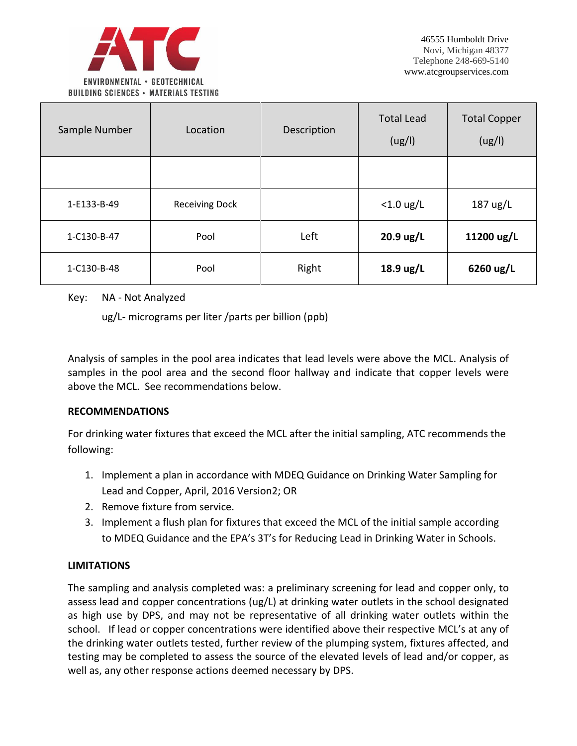ENVIRONMENTAL • GEOTECHNICAL
BUILDING SCIENCES • MATERIALS TESTING

46555 Humboldt Drive
Novi, Michigan 48377
Telephone 248-669-5140
www.atcgroupservices.com

| Sample Number | Location | Description | Total Lead (ug/l) | Total Copper (ug/l) |
|---|---|---|---|---|
| | | | | |
| 1-E133-B-49 | Receiving Dock | | <1.0 ug/L | 187 ug/L |
| 1-C130-B-47 | Pool | Left | **20.9 ug/L** | **11200 ug/L** |
| 1-C130-B-48 | Pool | Right | **18.9 ug/L** | **6260 ug/L** |

Key: NA - Not Analyzed

ug/L- micrograms per liter /parts per billion (ppb)

Analysis of samples in the pool area indicates that lead levels were above the MCL. Analysis of samples in the pool area and the second floor hallway and indicate that copper levels were above the MCL. See recommendations below.

**RECOMMENDATIONS**

For drinking water fixtures that exceed the MCL after the initial sampling, ATC recommends the following:

1. Implement a plan in accordance with MDEQ Guidance on Drinking Water Sampling for Lead and Copper, April, 2016 Version2; OR
2. Remove fixture from service.
3. Implement a flush plan for fixtures that exceed the MCL of the initial sample according to MDEQ Guidance and the EPA's 3T's for Reducing Lead in Drinking Water in Schools.

**LIMITATIONS**

The sampling and analysis completed was: a preliminary screening for lead and copper only, to assess lead and copper concentrations (ug/L) at drinking water outlets in the school designated as high use by DPS, and may not be representative of all drinking water outlets within the school. If lead or copper concentrations were identified above their respective MCL's at any of the drinking water outlets tested, further review of the plumping system, fixtures affected, and testing may be completed to assess the source of the elevated levels of lead and/or copper, as well as, any other response actions deemed necessary by DPS.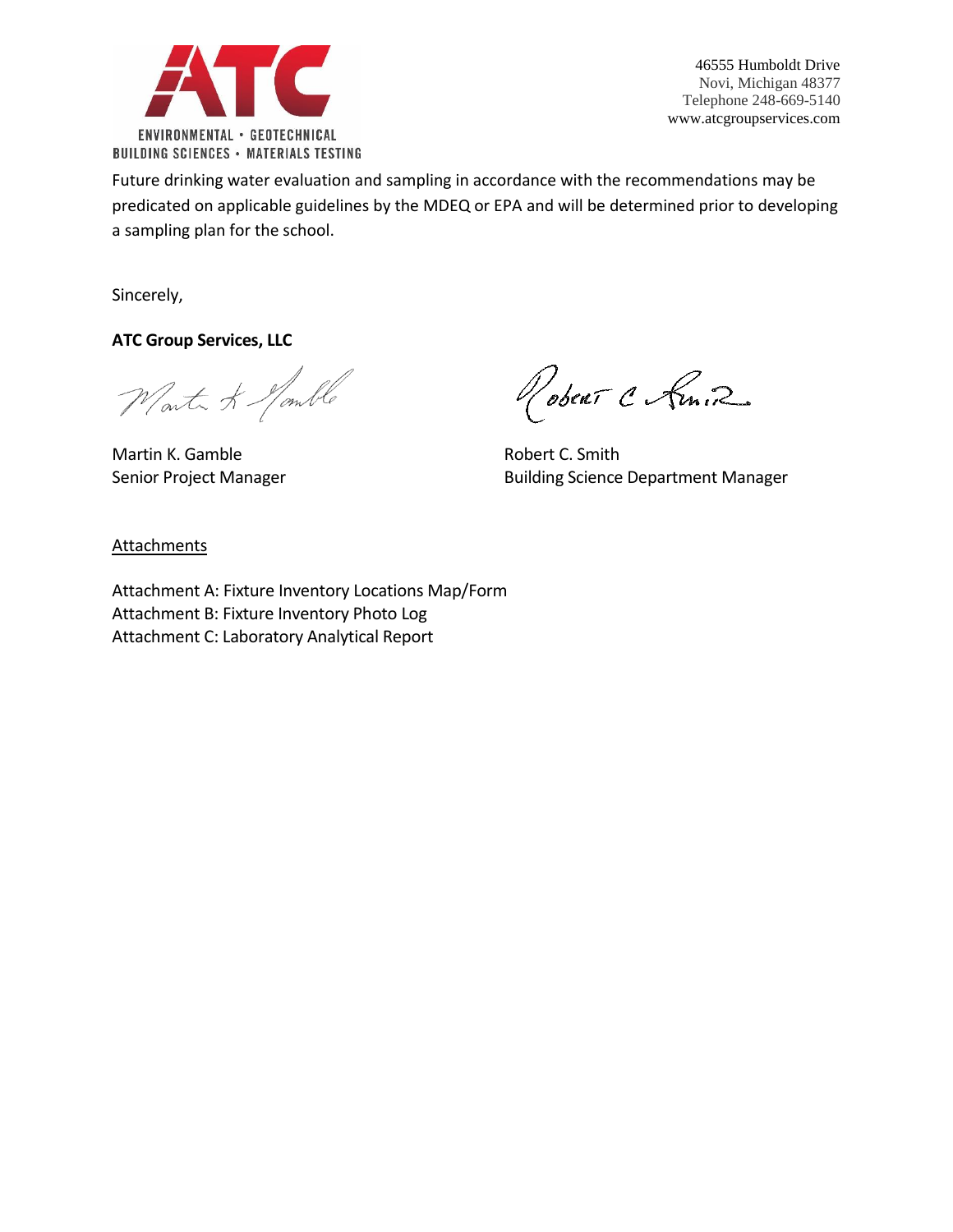Future drinking water evaluation and sampling in accordance with the recommendations may be predicated on applicable guidelines by the MDEQ or EPA and will be determined prior to developing a sampling plan for the school.

Sincerely,

**ATC Group Services, LLC**

Martin K. Gamble
Senior Project Manager

Robert C. Smith
Building Science Department Manager

<u>Attachments</u>

Attachment A: Fixture Inventory Locations Map/Form
Attachment B: Fixture Inventory Photo Log
Attachment C: Laboratory Analytical Report